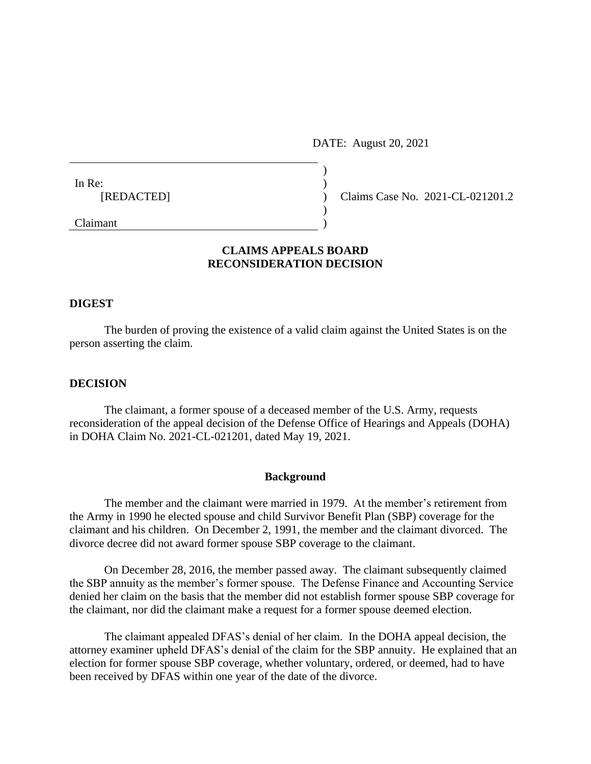DATE: August 20, 2021

In Re:
[REDACTED]

Claimant

Claims Case No. 2021-CL-021201.2

**CLAIMS APPEALS BOARD**
**RECONSIDERATION DECISION**

## DIGEST

The burden of proving the existence of a valid claim against the United States is on the person asserting the claim.

## DECISION

The claimant, a former spouse of a deceased member of the U.S. Army, requests reconsideration of the appeal decision of the Defense Office of Hearings and Appeals (DOHA) in DOHA Claim No. 2021-CL-021201, dated May 19, 2021.

### Background

The member and the claimant were married in 1979. At the member's retirement from the Army in 1990 he elected spouse and child Survivor Benefit Plan (SBP) coverage for the claimant and his children. On December 2, 1991, the member and the claimant divorced. The divorce decree did not award former spouse SBP coverage to the claimant.

On December 28, 2016, the member passed away. The claimant subsequently claimed the SBP annuity as the member's former spouse. The Defense Finance and Accounting Service denied her claim on the basis that the member did not establish former spouse SBP coverage for the claimant, nor did the claimant make a request for a former spouse deemed election.

The claimant appealed DFAS's denial of her claim. In the DOHA appeal decision, the attorney examiner upheld DFAS's denial of the claim for the SBP annuity. He explained that an election for former spouse SBP coverage, whether voluntary, ordered, or deemed, had to have been received by DFAS within one year of the date of the divorce.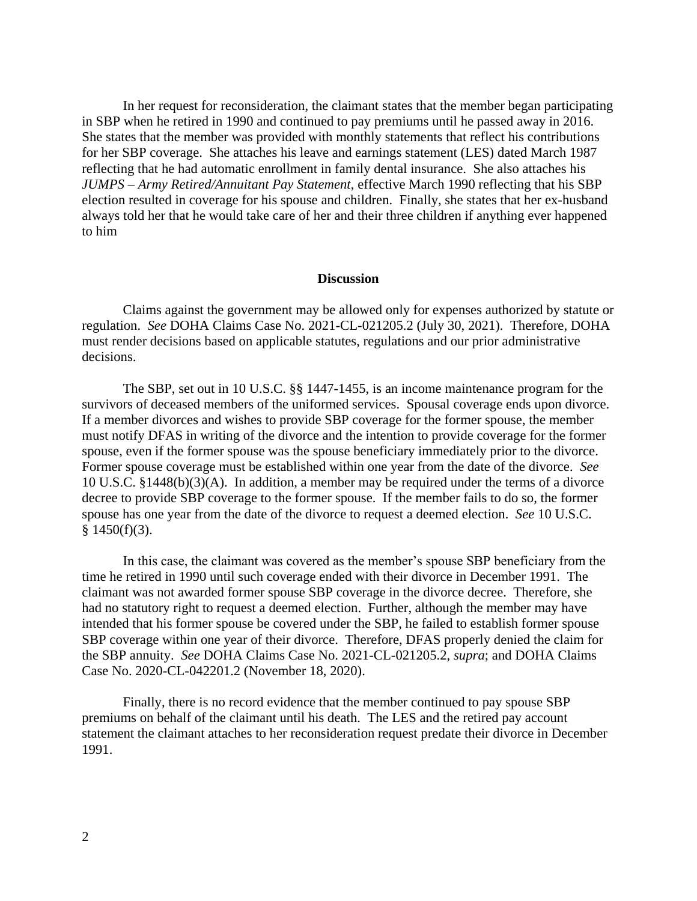In her request for reconsideration, the claimant states that the member began participating in SBP when he retired in 1990 and continued to pay premiums until he passed away in 2016. She states that the member was provided with monthly statements that reflect his contributions for her SBP coverage. She attaches his leave and earnings statement (LES) dated March 1987 reflecting that he had automatic enrollment in family dental insurance. She also attaches his *JUMPS – Army Retired/Annuitant Pay Statement*, effective March 1990 reflecting that his SBP election resulted in coverage for his spouse and children. Finally, she states that her ex-husband always told her that he would take care of her and their three children if anything ever happened to him

## Discussion

Claims against the government may be allowed only for expenses authorized by statute or regulation. *See* DOHA Claims Case No. 2021-CL-021205.2 (July 30, 2021). Therefore, DOHA must render decisions based on applicable statutes, regulations and our prior administrative decisions.

The SBP, set out in 10 U.S.C. §§ 1447-1455, is an income maintenance program for the survivors of deceased members of the uniformed services. Spousal coverage ends upon divorce. If a member divorces and wishes to provide SBP coverage for the former spouse, the member must notify DFAS in writing of the divorce and the intention to provide coverage for the former spouse, even if the former spouse was the spouse beneficiary immediately prior to the divorce. Former spouse coverage must be established within one year from the date of the divorce. *See* 10 U.S.C. §1448(b)(3)(A). In addition, a member may be required under the terms of a divorce decree to provide SBP coverage to the former spouse. If the member fails to do so, the former spouse has one year from the date of the divorce to request a deemed election. *See* 10 U.S.C. § 1450(f)(3).

In this case, the claimant was covered as the member's spouse SBP beneficiary from the time he retired in 1990 until such coverage ended with their divorce in December 1991. The claimant was not awarded former spouse SBP coverage in the divorce decree. Therefore, she had no statutory right to request a deemed election. Further, although the member may have intended that his former spouse be covered under the SBP, he failed to establish former spouse SBP coverage within one year of their divorce. Therefore, DFAS properly denied the claim for the SBP annuity. *See* DOHA Claims Case No. 2021-CL-021205.2, *supra*; and DOHA Claims Case No. 2020-CL-042201.2 (November 18, 2020).

Finally, there is no record evidence that the member continued to pay spouse SBP premiums on behalf of the claimant until his death. The LES and the retired pay account statement the claimant attaches to her reconsideration request predate their divorce in December 1991.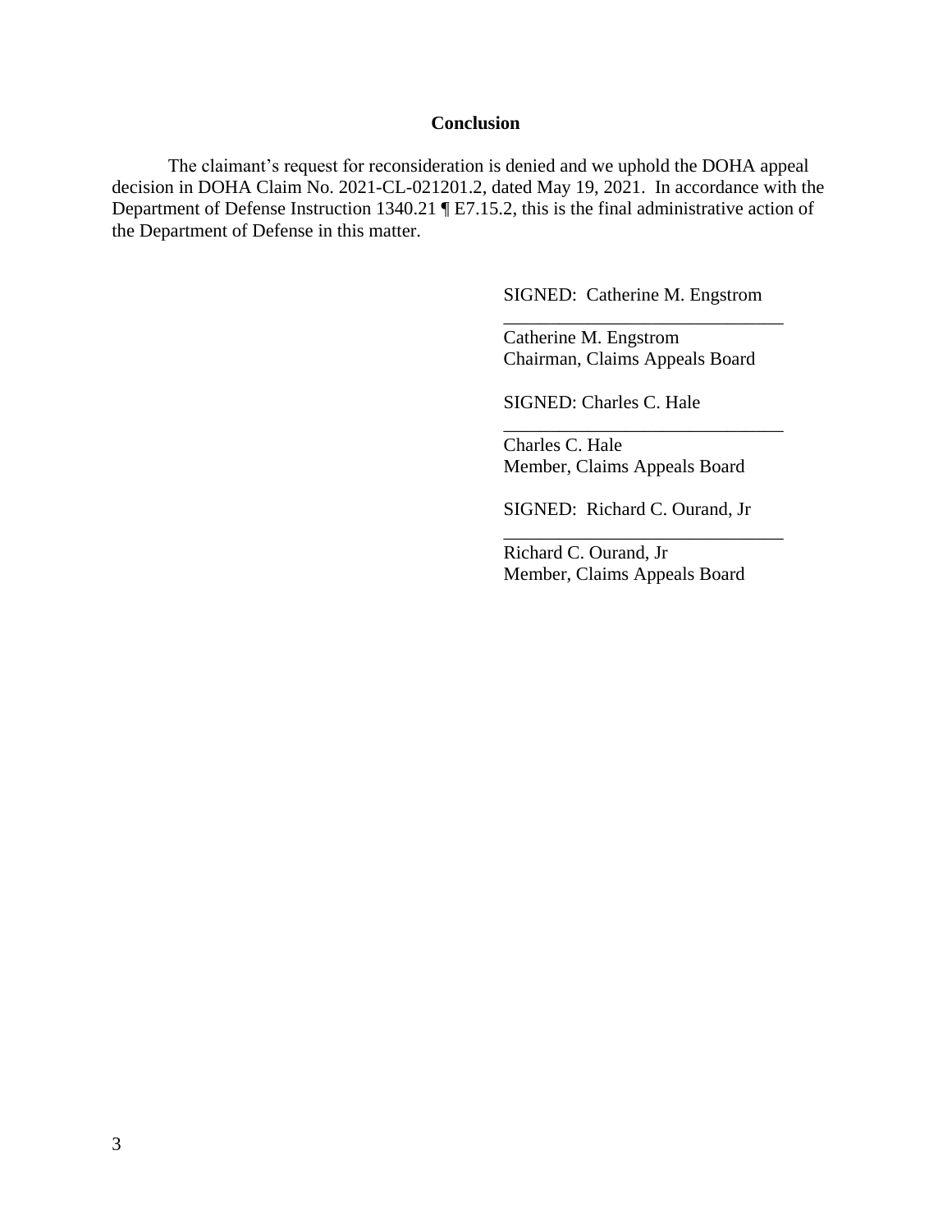## Conclusion

The claimant's request for reconsideration is denied and we uphold the DOHA appeal decision in DOHA Claim No. 2021-CL-021201.2, dated May 19, 2021. In accordance with the Department of Defense Instruction 1340.21 ¶ E7.15.2, this is the final administrative action of the Department of Defense in this matter.

SIGNED: Catherine M. Engstrom

______________________________

Catherine M. Engstrom
Chairman, Claims Appeals Board

SIGNED: Charles C. Hale

______________________________

Charles C. Hale
Member, Claims Appeals Board

SIGNED: Richard C. Ourand, Jr

______________________________

Richard C. Ourand, Jr
Member, Claims Appeals Board